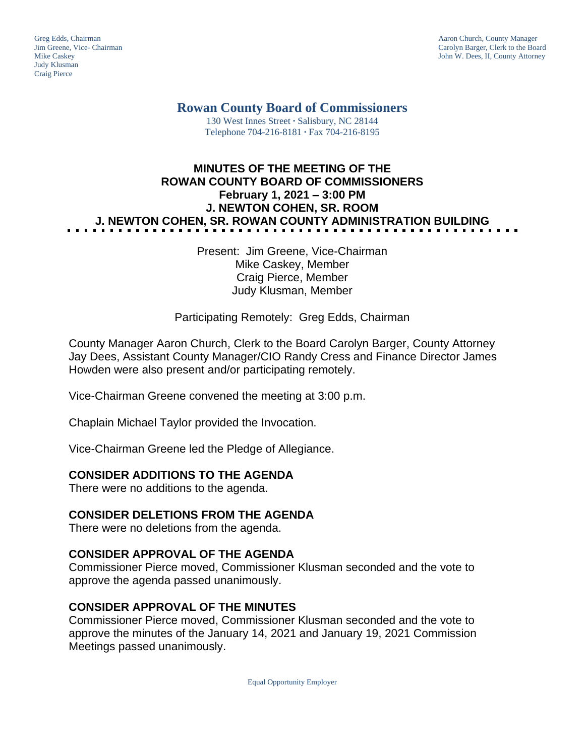Greg Edds, Chairman
Jim Greene, Vice- Chairman
Mike Caskey
Judy Klusman
Craig Pierce

Aaron Church, County Manager
Carolyn Barger, Clerk to the Board
John W. Dees, II, County Attorney

# Rowan County Board of Commissioners

130 West Innes Street ∙ Salisbury, NC 28144
Telephone 704-216-8181 ∙ Fax 704-216-8195

## MINUTES OF THE MEETING OF THE ROWAN COUNTY BOARD OF COMMISSIONERS
## February 1, 2021 – 3:00 PM
## J. NEWTON COHEN, SR. ROOM
## J. NEWTON COHEN, SR. ROWAN COUNTY ADMINISTRATION BUILDING

Present: Jim Greene, Vice-Chairman
Mike Caskey, Member
Craig Pierce, Member
Judy Klusman, Member

Participating Remotely: Greg Edds, Chairman

County Manager Aaron Church, Clerk to the Board Carolyn Barger, County Attorney Jay Dees, Assistant County Manager/CIO Randy Cress and Finance Director James Howden were also present and/or participating remotely.

Vice-Chairman Greene convened the meeting at 3:00 p.m.

Chaplain Michael Taylor provided the Invocation.

Vice-Chairman Greene led the Pledge of Allegiance.

### CONSIDER ADDITIONS TO THE AGENDA

There were no additions to the agenda.

### CONSIDER DELETIONS FROM THE AGENDA

There were no deletions from the agenda.

### CONSIDER APPROVAL OF THE AGENDA

Commissioner Pierce moved, Commissioner Klusman seconded and the vote to approve the agenda passed unanimously.

### CONSIDER APPROVAL OF THE MINUTES

Commissioner Pierce moved, Commissioner Klusman seconded and the vote to approve the minutes of the January 14, 2021 and January 19, 2021 Commission Meetings passed unanimously.

Equal Opportunity Employer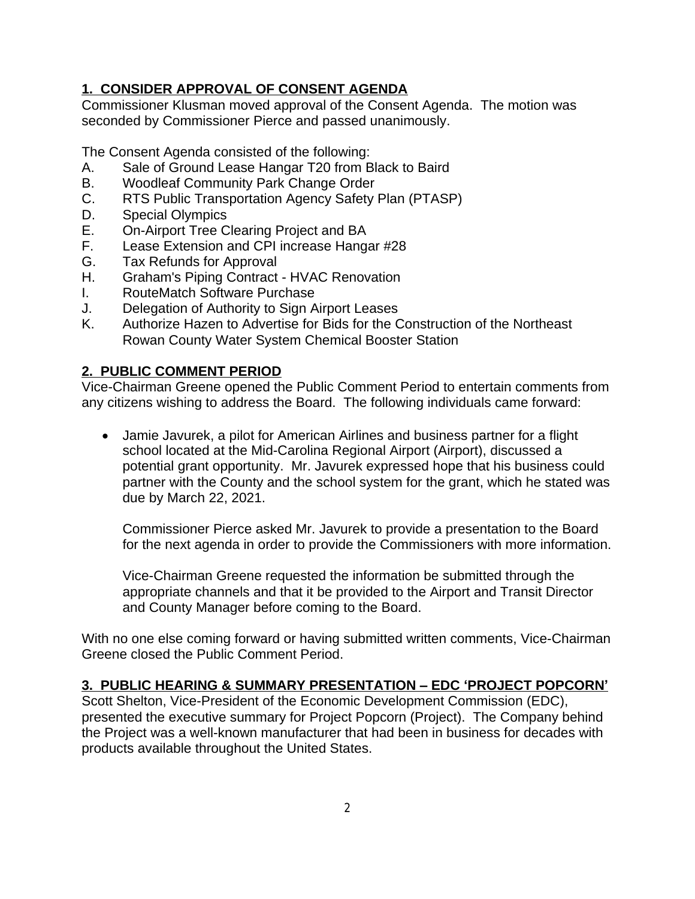## 1. CONSIDER APPROVAL OF CONSENT AGENDA

Commissioner Klusman moved approval of the Consent Agenda. The motion was seconded by Commissioner Pierce and passed unanimously.

The Consent Agenda consisted of the following:

A. Sale of Ground Lease Hangar T20 from Black to Baird
B. Woodleaf Community Park Change Order
C. RTS Public Transportation Agency Safety Plan (PTASP)
D. Special Olympics
E. On-Airport Tree Clearing Project and BA
F. Lease Extension and CPI increase Hangar #28
G. Tax Refunds for Approval
H. Graham's Piping Contract - HVAC Renovation
I. RouteMatch Software Purchase
J. Delegation of Authority to Sign Airport Leases
K. Authorize Hazen to Advertise for Bids for the Construction of the Northeast Rowan County Water System Chemical Booster Station

## 2. PUBLIC COMMENT PERIOD

Vice-Chairman Greene opened the Public Comment Period to entertain comments from any citizens wishing to address the Board. The following individuals came forward:

- Jamie Javurek, a pilot for American Airlines and business partner for a flight school located at the Mid-Carolina Regional Airport (Airport), discussed a potential grant opportunity. Mr. Javurek expressed hope that his business could partner with the County and the school system for the grant, which he stated was due by March 22, 2021.

  Commissioner Pierce asked Mr. Javurek to provide a presentation to the Board for the next agenda in order to provide the Commissioners with more information.

  Vice-Chairman Greene requested the information be submitted through the appropriate channels and that it be provided to the Airport and Transit Director and County Manager before coming to the Board.

With no one else coming forward or having submitted written comments, Vice-Chairman Greene closed the Public Comment Period.

## 3. PUBLIC HEARING & SUMMARY PRESENTATION – EDC 'PROJECT POPCORN'

Scott Shelton, Vice-President of the Economic Development Commission (EDC), presented the executive summary for Project Popcorn (Project). The Company behind the Project was a well-known manufacturer that had been in business for decades with products available throughout the United States.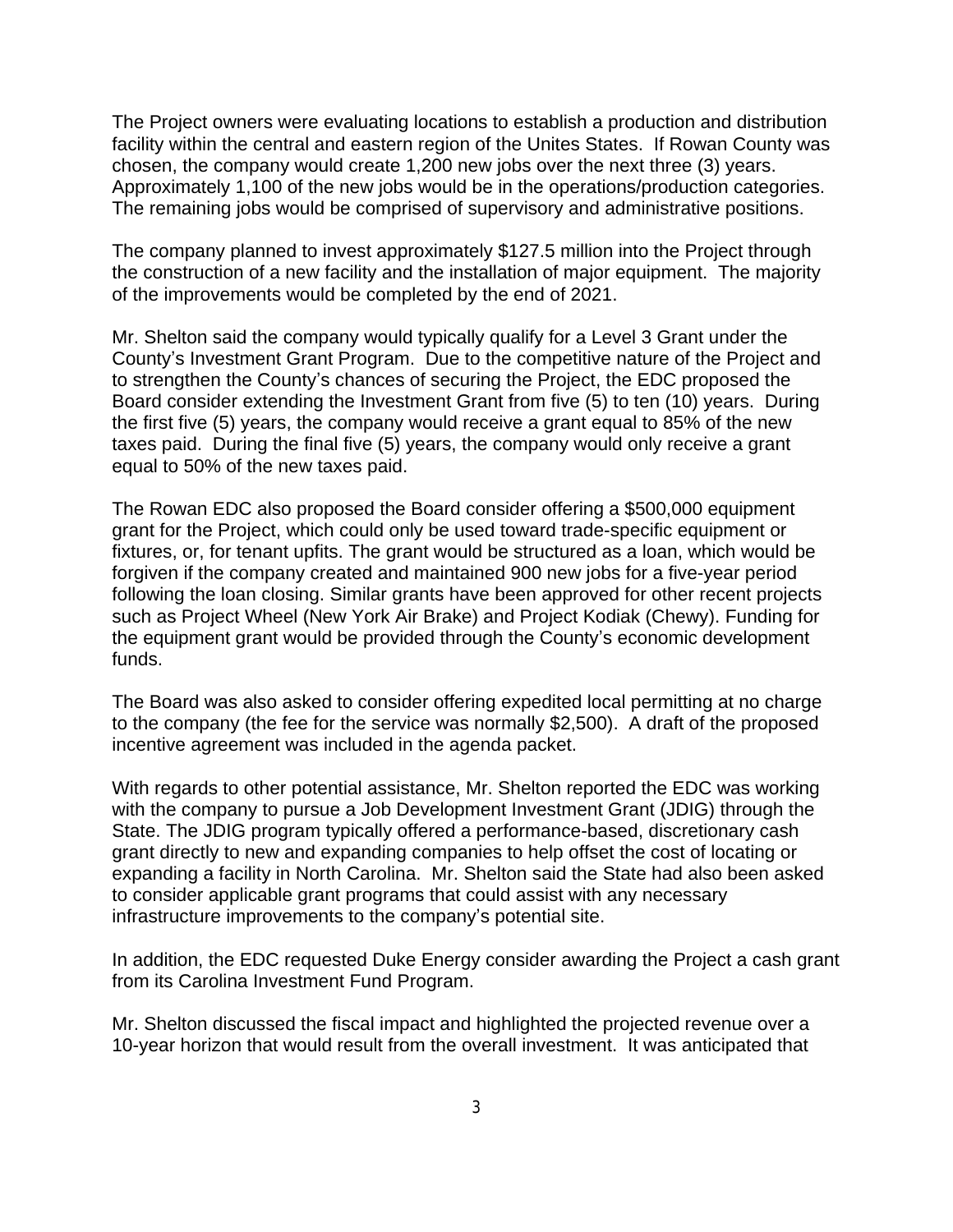The Project owners were evaluating locations to establish a production and distribution facility within the central and eastern region of the Unites States. If Rowan County was chosen, the company would create 1,200 new jobs over the next three (3) years. Approximately 1,100 of the new jobs would be in the operations/production categories. The remaining jobs would be comprised of supervisory and administrative positions.

The company planned to invest approximately $127.5 million into the Project through the construction of a new facility and the installation of major equipment. The majority of the improvements would be completed by the end of 2021.

Mr. Shelton said the company would typically qualify for a Level 3 Grant under the County's Investment Grant Program. Due to the competitive nature of the Project and to strengthen the County's chances of securing the Project, the EDC proposed the Board consider extending the Investment Grant from five (5) to ten (10) years. During the first five (5) years, the company would receive a grant equal to 85% of the new taxes paid. During the final five (5) years, the company would only receive a grant equal to 50% of the new taxes paid.

The Rowan EDC also proposed the Board consider offering a $500,000 equipment grant for the Project, which could only be used toward trade-specific equipment or fixtures, or, for tenant upfits. The grant would be structured as a loan, which would be forgiven if the company created and maintained 900 new jobs for a five-year period following the loan closing. Similar grants have been approved for other recent projects such as Project Wheel (New York Air Brake) and Project Kodiak (Chewy). Funding for the equipment grant would be provided through the County's economic development funds.

The Board was also asked to consider offering expedited local permitting at no charge to the company (the fee for the service was normally $2,500). A draft of the proposed incentive agreement was included in the agenda packet.

With regards to other potential assistance, Mr. Shelton reported the EDC was working with the company to pursue a Job Development Investment Grant (JDIG) through the State. The JDIG program typically offered a performance-based, discretionary cash grant directly to new and expanding companies to help offset the cost of locating or expanding a facility in North Carolina. Mr. Shelton said the State had also been asked to consider applicable grant programs that could assist with any necessary infrastructure improvements to the company's potential site.

In addition, the EDC requested Duke Energy consider awarding the Project a cash grant from its Carolina Investment Fund Program.

Mr. Shelton discussed the fiscal impact and highlighted the projected revenue over a 10-year horizon that would result from the overall investment. It was anticipated that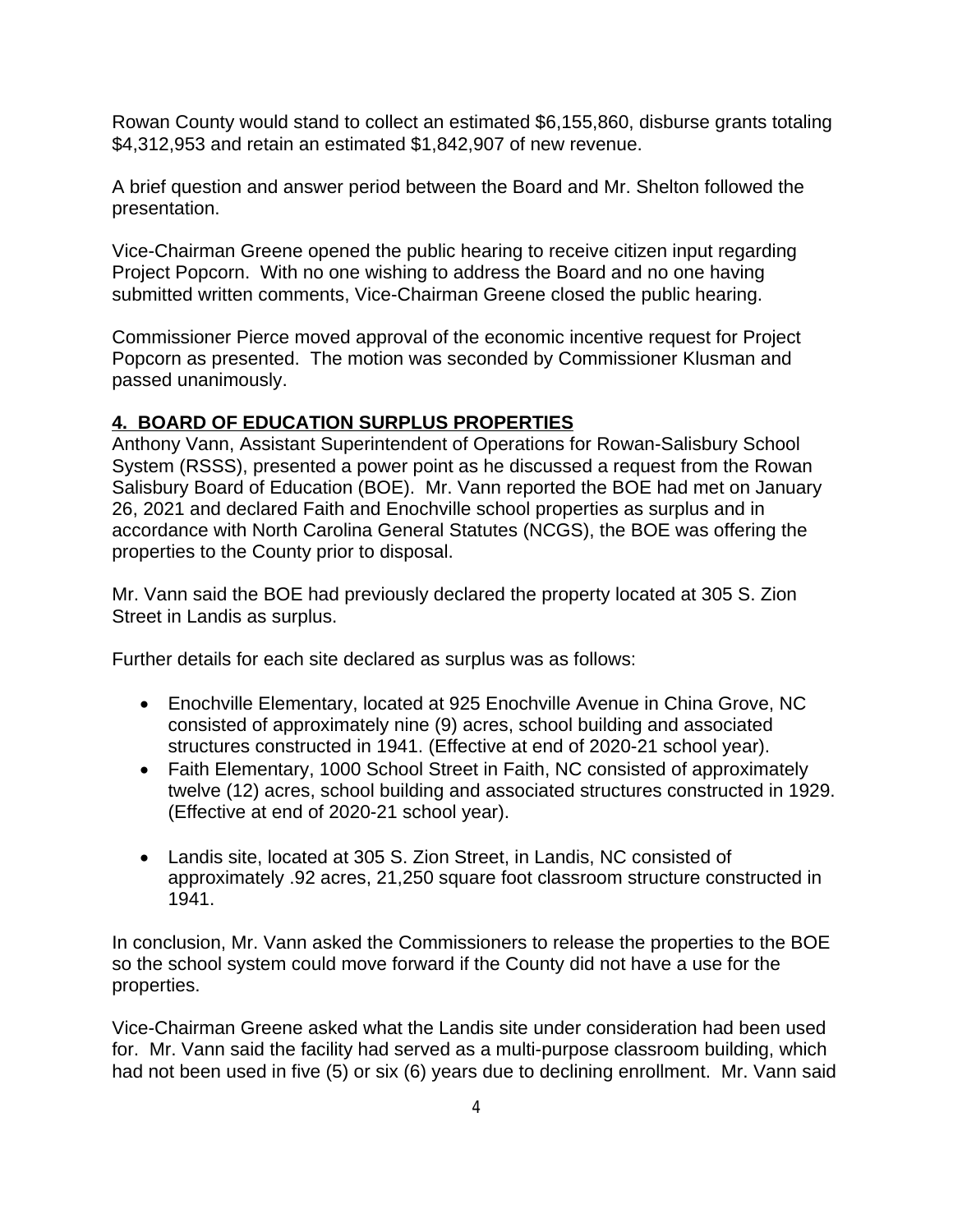Rowan County would stand to collect an estimated $6,155,860, disburse grants totaling $4,312,953 and retain an estimated $1,842,907 of new revenue.

A brief question and answer period between the Board and Mr. Shelton followed the presentation.

Vice-Chairman Greene opened the public hearing to receive citizen input regarding Project Popcorn. With no one wishing to address the Board and no one having submitted written comments, Vice-Chairman Greene closed the public hearing.

Commissioner Pierce moved approval of the economic incentive request for Project Popcorn as presented. The motion was seconded by Commissioner Klusman and passed unanimously.

## 4. BOARD OF EDUCATION SURPLUS PROPERTIES

Anthony Vann, Assistant Superintendent of Operations for Rowan-Salisbury School System (RSSS), presented a power point as he discussed a request from the Rowan Salisbury Board of Education (BOE). Mr. Vann reported the BOE had met on January 26, 2021 and declared Faith and Enochville school properties as surplus and in accordance with North Carolina General Statutes (NCGS), the BOE was offering the properties to the County prior to disposal.

Mr. Vann said the BOE had previously declared the property located at 305 S. Zion Street in Landis as surplus.

Further details for each site declared as surplus was as follows:

- Enochville Elementary, located at 925 Enochville Avenue in China Grove, NC consisted of approximately nine (9) acres, school building and associated structures constructed in 1941. (Effective at end of 2020-21 school year).
- Faith Elementary, 1000 School Street in Faith, NC consisted of approximately twelve (12) acres, school building and associated structures constructed in 1929. (Effective at end of 2020-21 school year).
- Landis site, located at 305 S. Zion Street, in Landis, NC consisted of approximately .92 acres, 21,250 square foot classroom structure constructed in 1941.

In conclusion, Mr. Vann asked the Commissioners to release the properties to the BOE so the school system could move forward if the County did not have a use for the properties.

Vice-Chairman Greene asked what the Landis site under consideration had been used for. Mr. Vann said the facility had served as a multi-purpose classroom building, which had not been used in five (5) or six (6) years due to declining enrollment. Mr. Vann said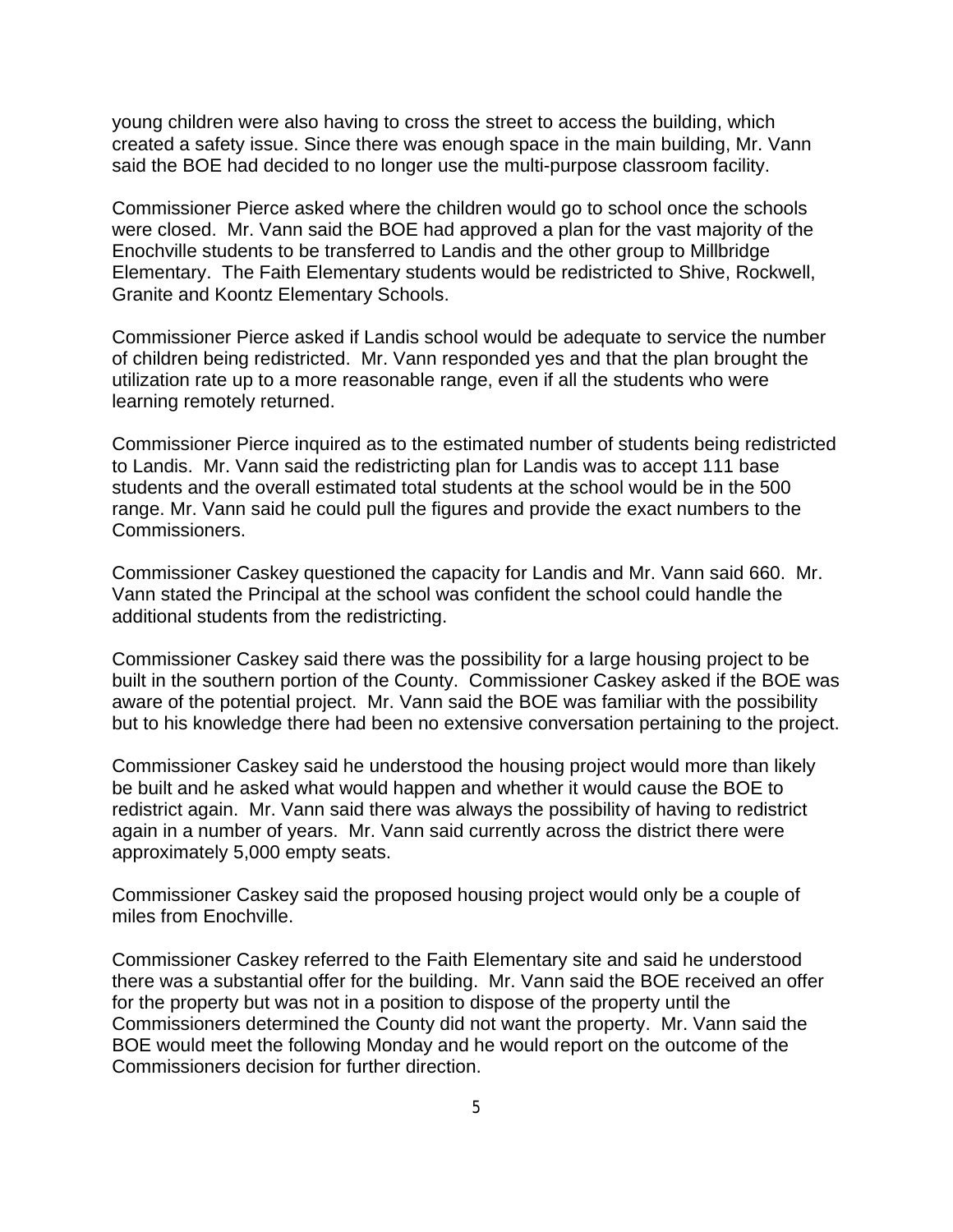young children were also having to cross the street to access the building, which created a safety issue. Since there was enough space in the main building, Mr. Vann said the BOE had decided to no longer use the multi-purpose classroom facility.

Commissioner Pierce asked where the children would go to school once the schools were closed. Mr. Vann said the BOE had approved a plan for the vast majority of the Enochville students to be transferred to Landis and the other group to Millbridge Elementary. The Faith Elementary students would be redistricted to Shive, Rockwell, Granite and Koontz Elementary Schools.

Commissioner Pierce asked if Landis school would be adequate to service the number of children being redistricted. Mr. Vann responded yes and that the plan brought the utilization rate up to a more reasonable range, even if all the students who were learning remotely returned.

Commissioner Pierce inquired as to the estimated number of students being redistricted to Landis. Mr. Vann said the redistricting plan for Landis was to accept 111 base students and the overall estimated total students at the school would be in the 500 range. Mr. Vann said he could pull the figures and provide the exact numbers to the Commissioners.

Commissioner Caskey questioned the capacity for Landis and Mr. Vann said 660. Mr. Vann stated the Principal at the school was confident the school could handle the additional students from the redistricting.

Commissioner Caskey said there was the possibility for a large housing project to be built in the southern portion of the County. Commissioner Caskey asked if the BOE was aware of the potential project. Mr. Vann said the BOE was familiar with the possibility but to his knowledge there had been no extensive conversation pertaining to the project.

Commissioner Caskey said he understood the housing project would more than likely be built and he asked what would happen and whether it would cause the BOE to redistrict again. Mr. Vann said there was always the possibility of having to redistrict again in a number of years. Mr. Vann said currently across the district there were approximately 5,000 empty seats.

Commissioner Caskey said the proposed housing project would only be a couple of miles from Enochville.

Commissioner Caskey referred to the Faith Elementary site and said he understood there was a substantial offer for the building. Mr. Vann said the BOE received an offer for the property but was not in a position to dispose of the property until the Commissioners determined the County did not want the property. Mr. Vann said the BOE would meet the following Monday and he would report on the outcome of the Commissioners decision for further direction.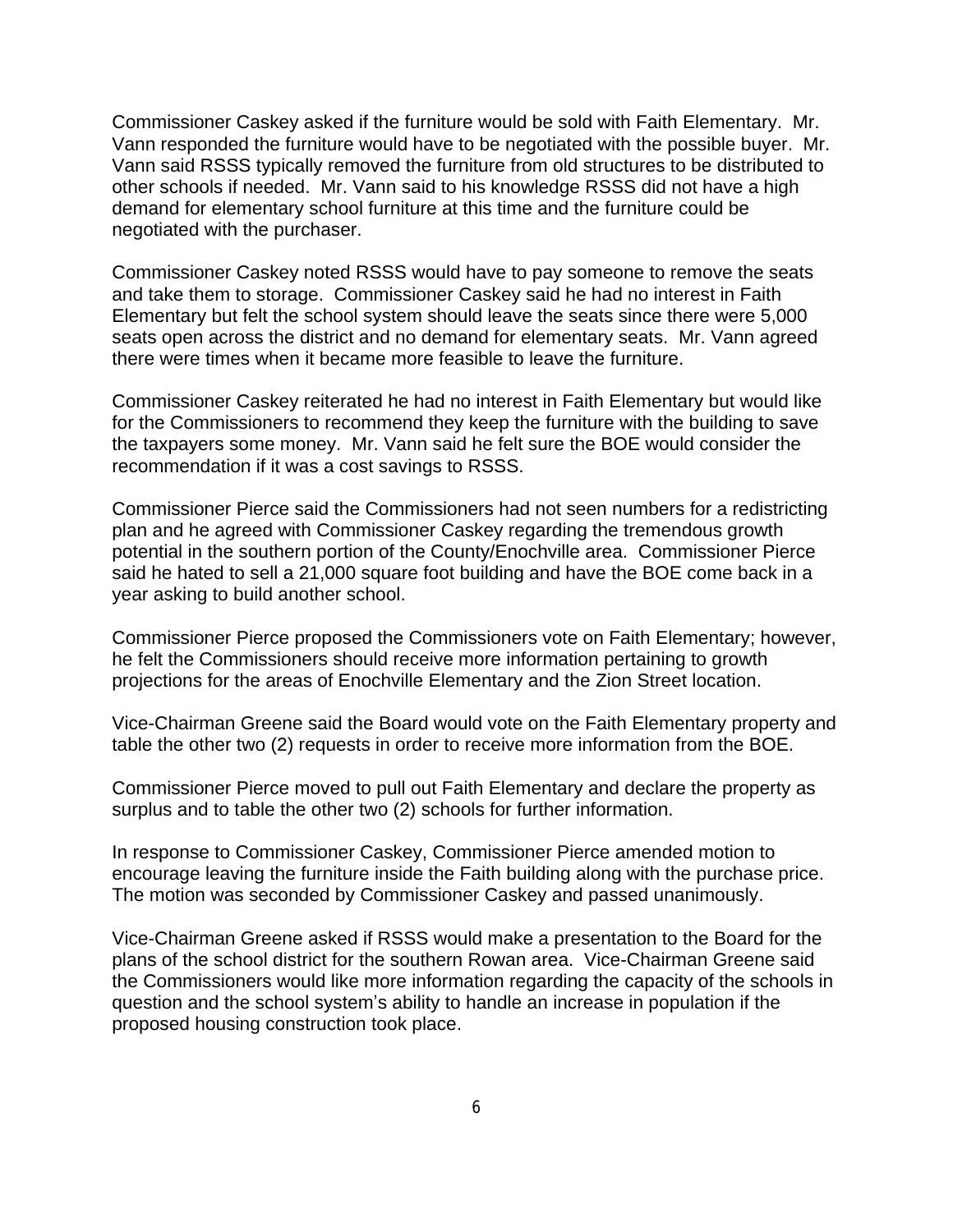Commissioner Caskey asked if the furniture would be sold with Faith Elementary. Mr. Vann responded the furniture would have to be negotiated with the possible buyer. Mr. Vann said RSSS typically removed the furniture from old structures to be distributed to other schools if needed. Mr. Vann said to his knowledge RSSS did not have a high demand for elementary school furniture at this time and the furniture could be negotiated with the purchaser.

Commissioner Caskey noted RSSS would have to pay someone to remove the seats and take them to storage. Commissioner Caskey said he had no interest in Faith Elementary but felt the school system should leave the seats since there were 5,000 seats open across the district and no demand for elementary seats. Mr. Vann agreed there were times when it became more feasible to leave the furniture.

Commissioner Caskey reiterated he had no interest in Faith Elementary but would like for the Commissioners to recommend they keep the furniture with the building to save the taxpayers some money. Mr. Vann said he felt sure the BOE would consider the recommendation if it was a cost savings to RSSS.

Commissioner Pierce said the Commissioners had not seen numbers for a redistricting plan and he agreed with Commissioner Caskey regarding the tremendous growth potential in the southern portion of the County/Enochville area. Commissioner Pierce said he hated to sell a 21,000 square foot building and have the BOE come back in a year asking to build another school.

Commissioner Pierce proposed the Commissioners vote on Faith Elementary; however, he felt the Commissioners should receive more information pertaining to growth projections for the areas of Enochville Elementary and the Zion Street location.

Vice-Chairman Greene said the Board would vote on the Faith Elementary property and table the other two (2) requests in order to receive more information from the BOE.

Commissioner Pierce moved to pull out Faith Elementary and declare the property as surplus and to table the other two (2) schools for further information.

In response to Commissioner Caskey, Commissioner Pierce amended motion to encourage leaving the furniture inside the Faith building along with the purchase price. The motion was seconded by Commissioner Caskey and passed unanimously.

Vice-Chairman Greene asked if RSSS would make a presentation to the Board for the plans of the school district for the southern Rowan area. Vice-Chairman Greene said the Commissioners would like more information regarding the capacity of the schools in question and the school system's ability to handle an increase in population if the proposed housing construction took place.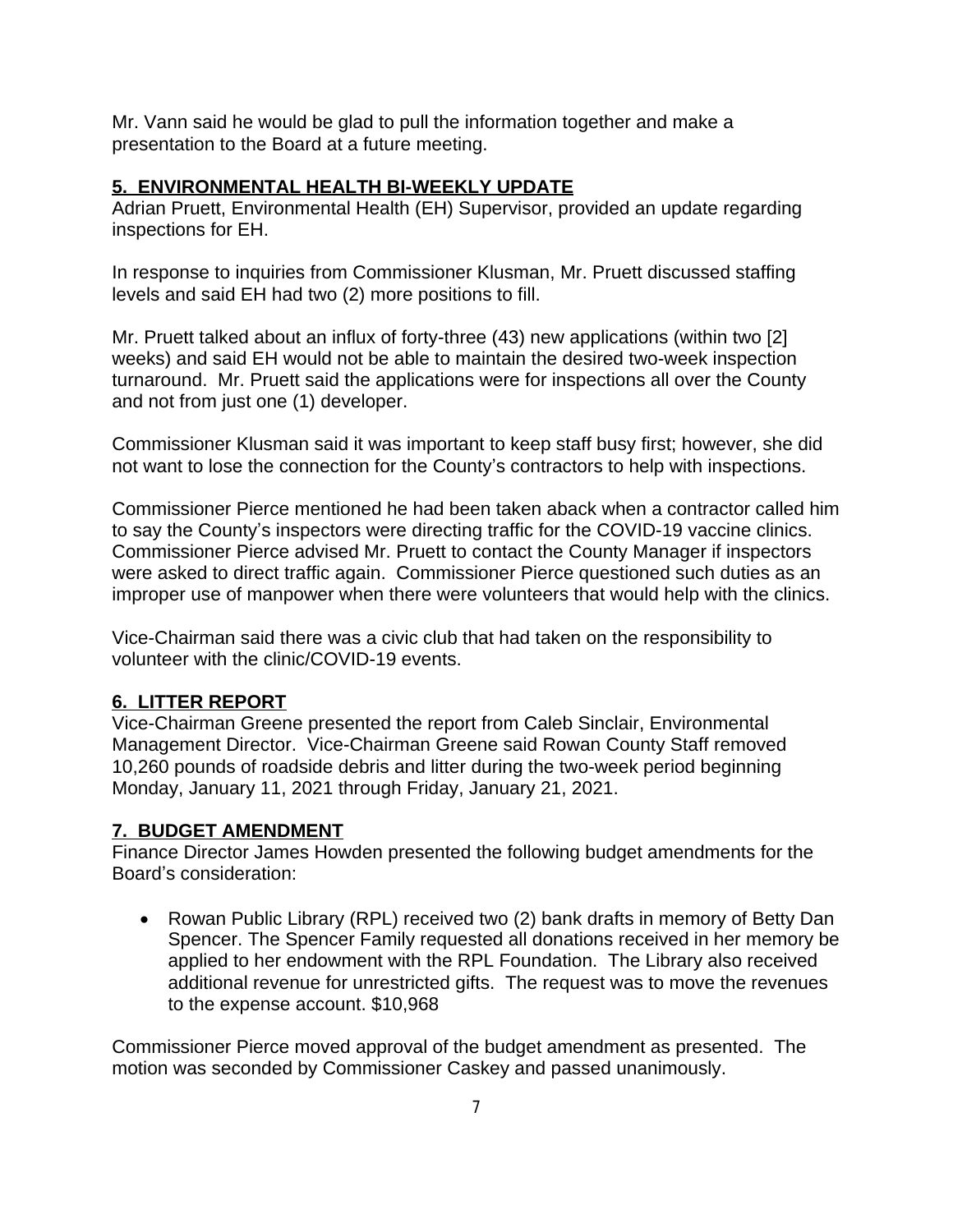Mr. Vann said he would be glad to pull the information together and make a presentation to the Board at a future meeting.

## 5. ENVIRONMENTAL HEALTH BI-WEEKLY UPDATE

Adrian Pruett, Environmental Health (EH) Supervisor, provided an update regarding inspections for EH.

In response to inquiries from Commissioner Klusman, Mr. Pruett discussed staffing levels and said EH had two (2) more positions to fill.

Mr. Pruett talked about an influx of forty-three (43) new applications (within two [2] weeks) and said EH would not be able to maintain the desired two-week inspection turnaround. Mr. Pruett said the applications were for inspections all over the County and not from just one (1) developer.

Commissioner Klusman said it was important to keep staff busy first; however, she did not want to lose the connection for the County's contractors to help with inspections.

Commissioner Pierce mentioned he had been taken aback when a contractor called him to say the County's inspectors were directing traffic for the COVID-19 vaccine clinics. Commissioner Pierce advised Mr. Pruett to contact the County Manager if inspectors were asked to direct traffic again. Commissioner Pierce questioned such duties as an improper use of manpower when there were volunteers that would help with the clinics.

Vice-Chairman said there was a civic club that had taken on the responsibility to volunteer with the clinic/COVID-19 events.

## 6. LITTER REPORT

Vice-Chairman Greene presented the report from Caleb Sinclair, Environmental Management Director. Vice-Chairman Greene said Rowan County Staff removed 10,260 pounds of roadside debris and litter during the two-week period beginning Monday, January 11, 2021 through Friday, January 21, 2021.

## 7. BUDGET AMENDMENT

Finance Director James Howden presented the following budget amendments for the Board's consideration:

- Rowan Public Library (RPL) received two (2) bank drafts in memory of Betty Dan Spencer. The Spencer Family requested all donations received in her memory be applied to her endowment with the RPL Foundation. The Library also received additional revenue for unrestricted gifts. The request was to move the revenues to the expense account. $10,968

Commissioner Pierce moved approval of the budget amendment as presented. The motion was seconded by Commissioner Caskey and passed unanimously.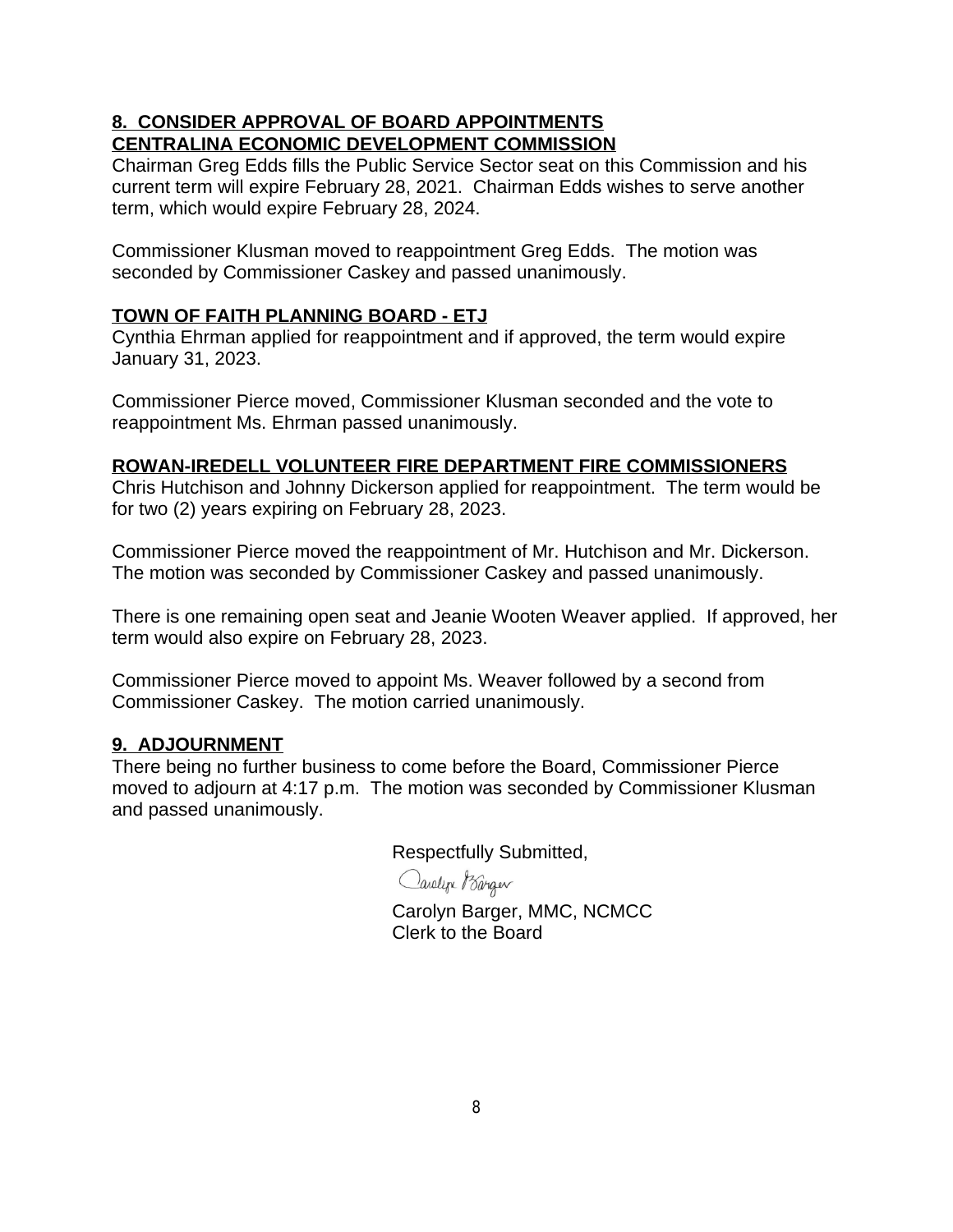## 8. CONSIDER APPROVAL OF BOARD APPOINTMENTS

### CENTRALINA ECONOMIC DEVELOPMENT COMMISSION

Chairman Greg Edds fills the Public Service Sector seat on this Commission and his current term will expire February 28, 2021. Chairman Edds wishes to serve another term, which would expire February 28, 2024.

Commissioner Klusman moved to reappointment Greg Edds. The motion was seconded by Commissioner Caskey and passed unanimously.

### TOWN OF FAITH PLANNING BOARD - ETJ

Cynthia Ehrman applied for reappointment and if approved, the term would expire January 31, 2023.

Commissioner Pierce moved, Commissioner Klusman seconded and the vote to reappointment Ms. Ehrman passed unanimously.

### ROWAN-IREDELL VOLUNTEER FIRE DEPARTMENT FIRE COMMISSIONERS

Chris Hutchison and Johnny Dickerson applied for reappointment. The term would be for two (2) years expiring on February 28, 2023.

Commissioner Pierce moved the reappointment of Mr. Hutchison and Mr. Dickerson. The motion was seconded by Commissioner Caskey and passed unanimously.

There is one remaining open seat and Jeanie Wooten Weaver applied. If approved, her term would also expire on February 28, 2023.

Commissioner Pierce moved to appoint Ms. Weaver followed by a second from Commissioner Caskey. The motion carried unanimously.

## 9. ADJOURNMENT

There being no further business to come before the Board, Commissioner Pierce moved to adjourn at 4:17 p.m. The motion was seconded by Commissioner Klusman and passed unanimously.

Respectfully Submitted,

Carolyn Barger

Carolyn Barger, MMC, NCMCC
Clerk to the Board